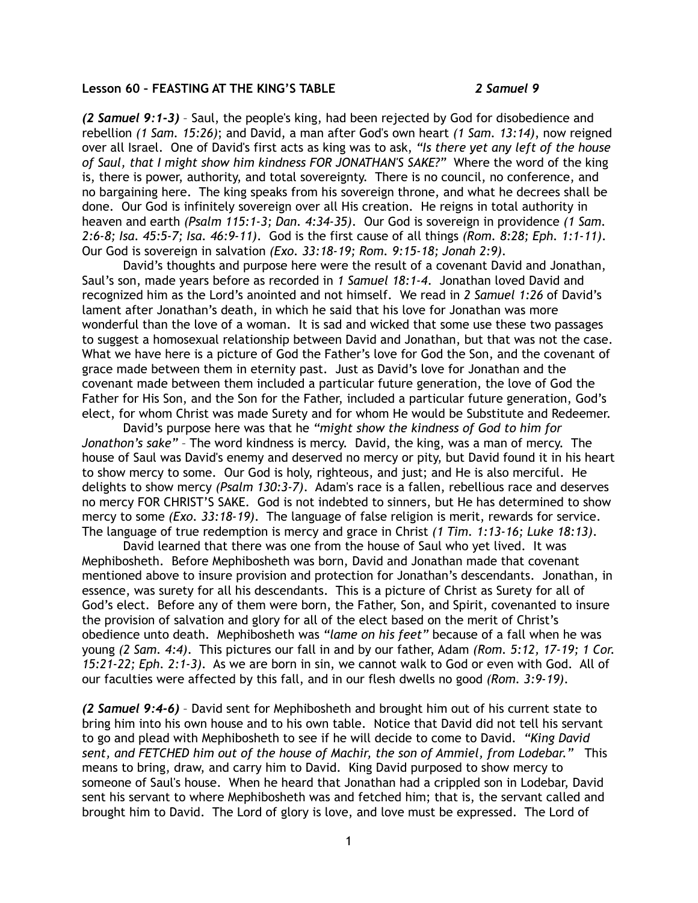**Lesson 60 – FEASTING AT THE KING'S TABLE** *2 Samuel 9*

***(2 Samuel 9:1-3)*** – Saul, the people's king, had been rejected by God for disobedience and rebellion *(1 Sam. 15:26)*; and David, a man after God's own heart *(1 Sam. 13:14)*, now reigned over all Israel. One of David's first acts as king was to ask, *"Is there yet any left of the house of Saul, that I might show him kindness FOR JONATHAN'S SAKE?"* Where the word of the king is, there is power, authority, and total sovereignty. There is no council, no conference, and no bargaining here. The king speaks from his sovereign throne, and what he decrees shall be done. Our God is infinitely sovereign over all His creation. He reigns in total authority in heaven and earth *(Psalm 115:1-3; Dan. 4:34-35)*. Our God is sovereign in providence *(1 Sam. 2:6-8; Isa. 45:5-7; Isa. 46:9-11)*. God is the first cause of all things *(Rom. 8:28; Eph. 1:1-11)*. Our God is sovereign in salvation *(Exo. 33:18-19; Rom. 9:15-18; Jonah 2:9)*.

David's thoughts and purpose here were the result of a covenant David and Jonathan, Saul's son, made years before as recorded in *1 Samuel 18:1-4*. Jonathan loved David and recognized him as the Lord's anointed and not himself. We read in *2 Samuel 1:26* of David's lament after Jonathan's death, in which he said that his love for Jonathan was more wonderful than the love of a woman. It is sad and wicked that some use these two passages to suggest a homosexual relationship between David and Jonathan, but that was not the case. What we have here is a picture of God the Father's love for God the Son, and the covenant of grace made between them in eternity past. Just as David's love for Jonathan and the covenant made between them included a particular future generation, the love of God the Father for His Son, and the Son for the Father, included a particular future generation, God's elect, for whom Christ was made Surety and for whom He would be Substitute and Redeemer.

David's purpose here was that he *"might show the kindness of God to him for Jonathon's sake"* – The word kindness is mercy. David, the king, was a man of mercy. The house of Saul was David's enemy and deserved no mercy or pity, but David found it in his heart to show mercy to some. Our God is holy, righteous, and just; and He is also merciful. He delights to show mercy *(Psalm 130:3-7)*. Adam's race is a fallen, rebellious race and deserves no mercy FOR CHRIST'S SAKE. God is not indebted to sinners, but He has determined to show mercy to some *(Exo. 33:18-19)*. The language of false religion is merit, rewards for service. The language of true redemption is mercy and grace in Christ *(1 Tim. 1:13-16; Luke 18:13)*.

David learned that there was one from the house of Saul who yet lived. It was Mephibosheth. Before Mephibosheth was born, David and Jonathan made that covenant mentioned above to insure provision and protection for Jonathan's descendants. Jonathan, in essence, was surety for all his descendants. This is a picture of Christ as Surety for all of God's elect. Before any of them were born, the Father, Son, and Spirit, covenanted to insure the provision of salvation and glory for all of the elect based on the merit of Christ's obedience unto death. Mephibosheth was *"lame on his feet"* because of a fall when he was young *(2 Sam. 4:4)*. This pictures our fall in and by our father, Adam *(Rom. 5:12, 17-19; 1 Cor. 15:21-22; Eph. 2:1-3)*. As we are born in sin, we cannot walk to God or even with God. All of our faculties were affected by this fall, and in our flesh dwells no good *(Rom. 3:9-19)*.

***(2 Samuel 9:4-6)*** – David sent for Mephibosheth and brought him out of his current state to bring him into his own house and to his own table. Notice that David did not tell his servant to go and plead with Mephibosheth to see if he will decide to come to David. *"King David sent, and FETCHED him out of the house of Machir, the son of Ammiel, from Lodebar."* This means to bring, draw, and carry him to David. King David purposed to show mercy to someone of Saul's house. When he heard that Jonathan had a crippled son in Lodebar, David sent his servant to where Mephibosheth was and fetched him; that is, the servant called and brought him to David. The Lord of glory is love, and love must be expressed. The Lord of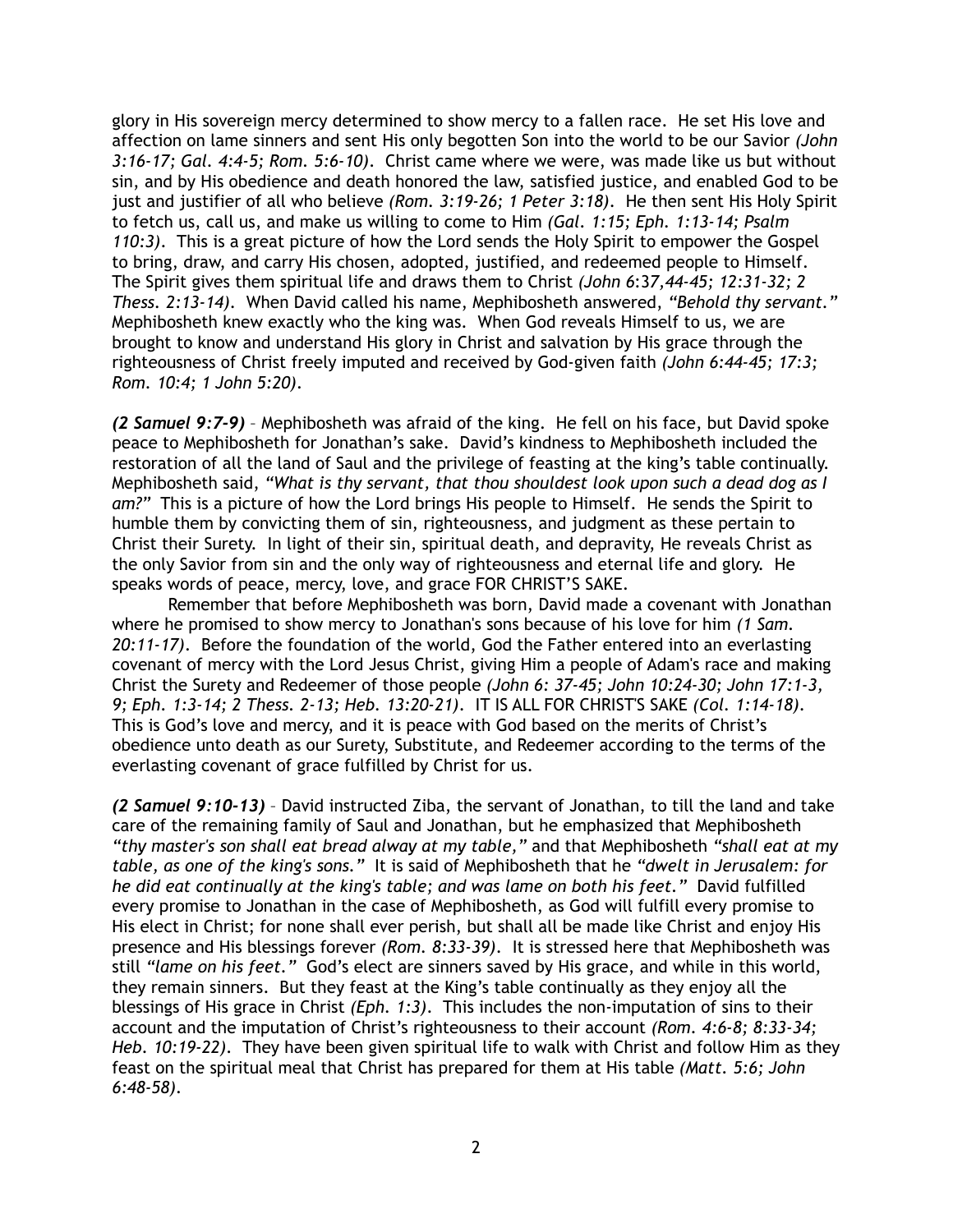glory in His sovereign mercy determined to show mercy to a fallen race. He set His love and affection on lame sinners and sent His only begotten Son into the world to be our Savior *(John 3:16-17; Gal. 4:4-5; Rom. 5:6-10)*. Christ came where we were, was made like us but without sin, and by His obedience and death honored the law, satisfied justice, and enabled God to be just and justifier of all who believe *(Rom. 3:19-26; 1 Peter 3:18)*. He then sent His Holy Spirit to fetch us, call us, and make us willing to come to Him *(Gal. 1:15; Eph. 1:13-14; Psalm 110:3)*. This is a great picture of how the Lord sends the Holy Spirit to empower the Gospel to bring, draw, and carry His chosen, adopted, justified, and redeemed people to Himself. The Spirit gives them spiritual life and draws them to Christ *(John 6:37,44-45; 12:31-32; 2 Thess. 2:13-14)*. When David called his name, Mephibosheth answered, *"Behold thy servant."* Mephibosheth knew exactly who the king was. When God reveals Himself to us, we are brought to know and understand His glory in Christ and salvation by His grace through the righteousness of Christ freely imputed and received by God-given faith *(John 6:44-45; 17:3; Rom. 10:4; 1 John 5:20)*.

***(2 Samuel 9:7-9)*** – Mephibosheth was afraid of the king. He fell on his face, but David spoke peace to Mephibosheth for Jonathan's sake. David's kindness to Mephibosheth included the restoration of all the land of Saul and the privilege of feasting at the king's table continually. Mephibosheth said, *"What is thy servant, that thou shouldest look upon such a dead dog as I am?"* This is a picture of how the Lord brings His people to Himself. He sends the Spirit to humble them by convicting them of sin, righteousness, and judgment as these pertain to Christ their Surety. In light of their sin, spiritual death, and depravity, He reveals Christ as the only Savior from sin and the only way of righteousness and eternal life and glory. He speaks words of peace, mercy, love, and grace FOR CHRIST'S SAKE.

Remember that before Mephibosheth was born, David made a covenant with Jonathan where he promised to show mercy to Jonathan's sons because of his love for him *(1 Sam. 20:11-17)*. Before the foundation of the world, God the Father entered into an everlasting covenant of mercy with the Lord Jesus Christ, giving Him a people of Adam's race and making Christ the Surety and Redeemer of those people *(John 6: 37-45; John 10:24-30; John 17:1-3, 9; Eph. 1:3-14; 2 Thess. 2-13; Heb. 13:20-21)*. IT IS ALL FOR CHRIST'S SAKE *(Col. 1:14-18)*. This is God's love and mercy, and it is peace with God based on the merits of Christ's obedience unto death as our Surety, Substitute, and Redeemer according to the terms of the everlasting covenant of grace fulfilled by Christ for us.

***(2 Samuel 9:10-13)*** – David instructed Ziba, the servant of Jonathan, to till the land and take care of the remaining family of Saul and Jonathan, but he emphasized that Mephibosheth *"thy master's son shall eat bread alway at my table,"* and that Mephibosheth *"shall eat at my table, as one of the king's sons."* It is said of Mephibosheth that he *"dwelt in Jerusalem: for he did eat continually at the king's table; and was lame on both his feet."* David fulfilled every promise to Jonathan in the case of Mephibosheth, as God will fulfill every promise to His elect in Christ; for none shall ever perish, but shall all be made like Christ and enjoy His presence and His blessings forever *(Rom. 8:33-39)*. It is stressed here that Mephibosheth was still *"lame on his feet."* God's elect are sinners saved by His grace, and while in this world, they remain sinners. But they feast at the King's table continually as they enjoy all the blessings of His grace in Christ *(Eph. 1:3)*. This includes the non-imputation of sins to their account and the imputation of Christ's righteousness to their account *(Rom. 4:6-8; 8:33-34; Heb. 10:19-22)*. They have been given spiritual life to walk with Christ and follow Him as they feast on the spiritual meal that Christ has prepared for them at His table *(Matt. 5:6; John 6:48-58)*.